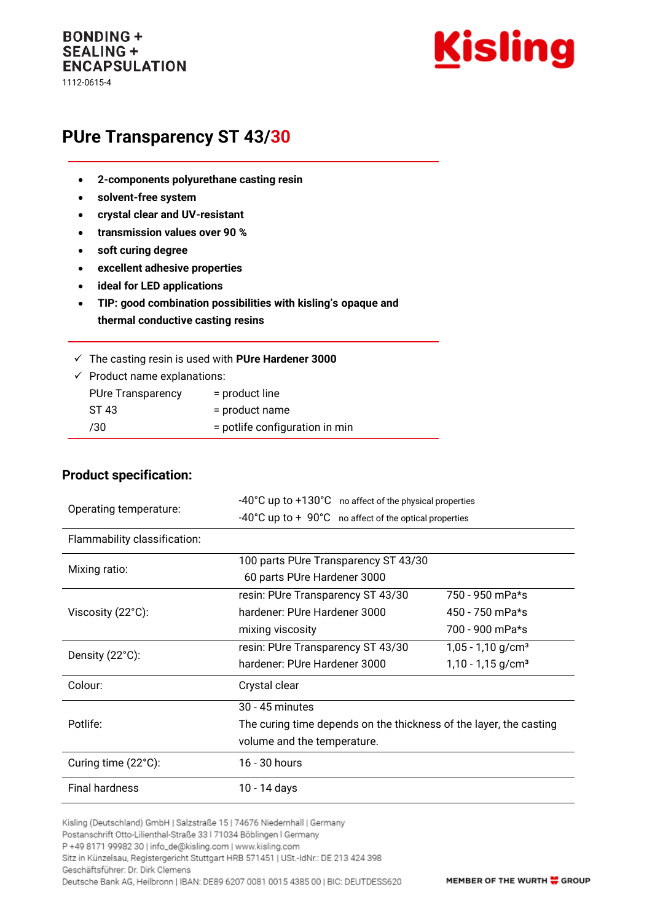BONDING +
SEALING +
ENCAPSULATION
1112-0615-4

Kisling

# PUre Transparency ST 43/30

- **2-components polyurethane casting resin**
- **solvent-free system**
- **crystal clear and UV-resistant**
- **transmission values over 90 %**
- **soft curing degree**
- **excellent adhesive properties**
- **ideal for LED applications**
- **TIP: good combination possibilities with kisling's opaque and thermal conductive casting resins**

✓ The casting resin is used with **PUre Hardener 3000**

✓ Product name explanations:

| | |
|---|---|
| PUre Transparency | = product line |
| ST 43 | = product name |
| /30 | = potlife configuration in min |

## Product specification:

| | | |
|---|---|---|
| Operating temperature: | -40°C up to +130°C no affect of the physical properties<br>-40°C up to + 90°C no affect of the optical properties | |
| Flammability classification: | | |
| Mixing ratio: | 100 parts PUre Transparency ST 43/30<br>60 parts PUre Hardener 3000 | |
| Viscosity (22°C): | resin: PUre Transparency ST 43/30 | 750 - 950 mPa*s |
| | hardener: PUre Hardener 3000 | 450 - 750 mPa*s |
| | mixing viscosity | 700 - 900 mPa*s |
| Density (22°C): | resin: PUre Transparency ST 43/30 | 1,05 - 1,10 g/cm³ |
| | hardener: PUre Hardener 3000 | 1,10 - 1,15 g/cm³ |
| Colour: | Crystal clear | |
| Potlife: | 30 - 45 minutes<br>The curing time depends on the thickness of the layer, the casting volume and the temperature. | |
| Curing time (22°C): | 16 - 30 hours | |
| Final hardness | 10 - 14 days | |

Kisling (Deutschland) GmbH | Salzstraße 15 | 74676 Niedernhall | Germany
Postanschrift Otto-Lilienthal-Straße 33 | 71034 Böblingen | Germany
P +49 8171 99982 30 | info_de@kisling.com | www.kisling.com
Sitz in Künzelsau, Registergericht Stuttgart HRB 571451 | USt.-IdNr.: DE 213 424 398
Geschäftsführer: Dr. Dirk Clemens
Deutsche Bank AG, Heilbronn | IBAN: DE89 6207 0081 0015 4385 00 | BIC: DEUTDESS620

MEMBER OF THE WURTH GROUP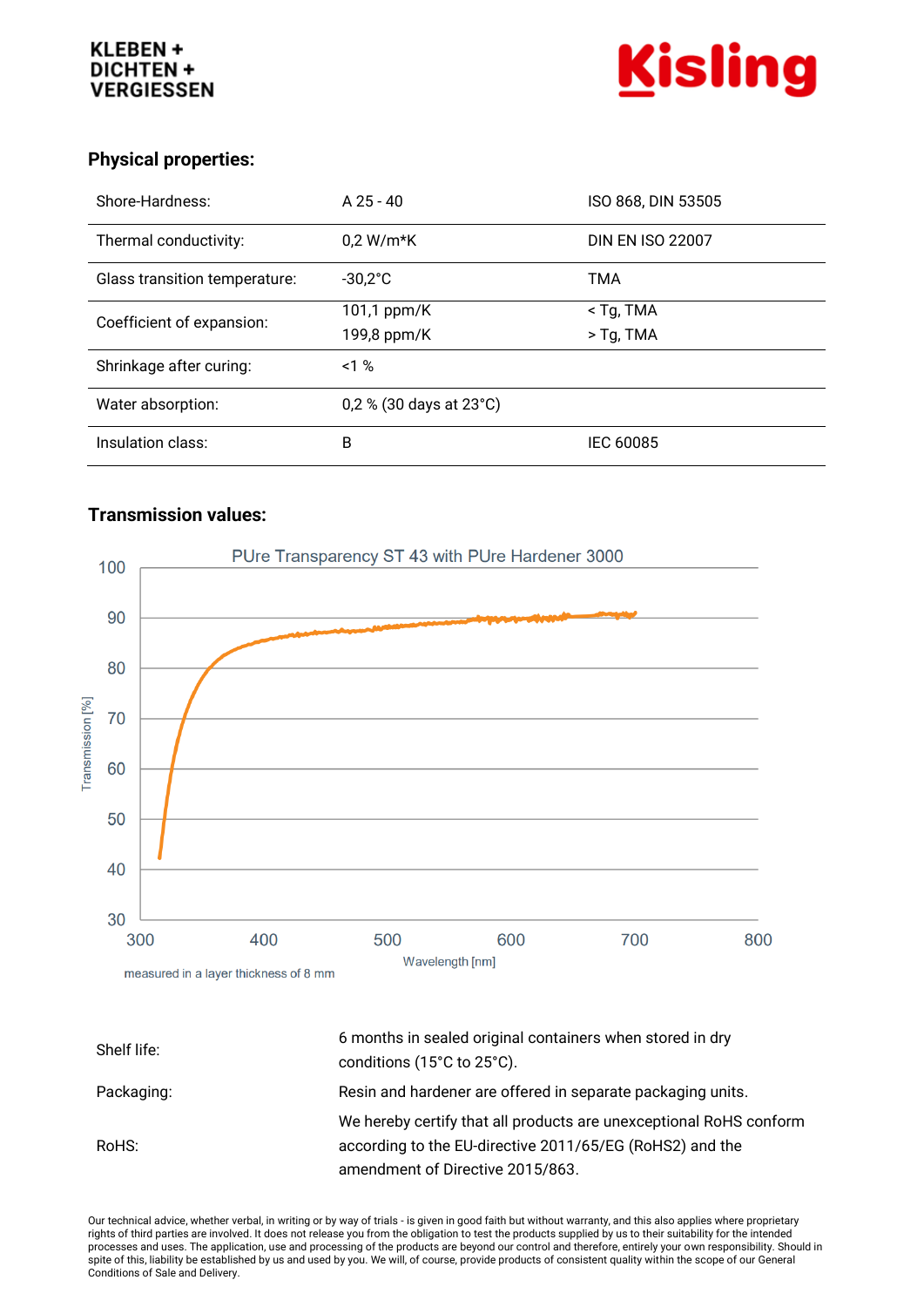KLEBEN +
DICHTEN +
VERGIESSEN

Kisling

## Physical properties:

| | | |
|---|---|---|
| Shore-Hardness: | A 25 - 40 | ISO 868, DIN 53505 |
| Thermal conductivity: | 0,2 W/m*K | DIN EN ISO 22007 |
| Glass transition temperature: | -30,2°C | TMA |
| Coefficient of expansion: | 101,1 ppm/K<br>199,8 ppm/K | < Tg, TMA<br>> Tg, TMA |
| Shrinkage after curing: | <1 % | |
| Water absorption: | 0,2 % (30 days at 23°C) | |
| Insulation class: | B | IEC 60085 |

## Transmission values:

PUre Transparency ST 43 with PUre Hardener 3000

Transmission [%]

100
90
80
70
60
50
40
30

300
400
500
600
700
800

Wavelength [nm]

measured in a layer thickness of 8 mm

| | |
|---|---|
| Shelf life: | 6 months in sealed original containers when stored in dry conditions (15°C to 25°C). |
| Packaging: | Resin and hardener are offered in separate packaging units. |
| RoHS: | We hereby certify that all products are unexceptional RoHS conform according to the EU-directive 2011/65/EG (RoHS2) and the amendment of Directive 2015/863. |

Our technical advice, whether verbal, in writing or by way of trials - is given in good faith but without warranty, and this also applies where proprietary rights of third parties are involved. It does not release you from the obligation to test the products supplied by us to their suitability for the intended processes and uses. The application, use and processing of the products are beyond our control and therefore, entirely your own responsibility. Should in spite of this, liability be established by us and used by you. We will, of course, provide products of consistent quality within the scope of our General Conditions of Sale and Delivery.